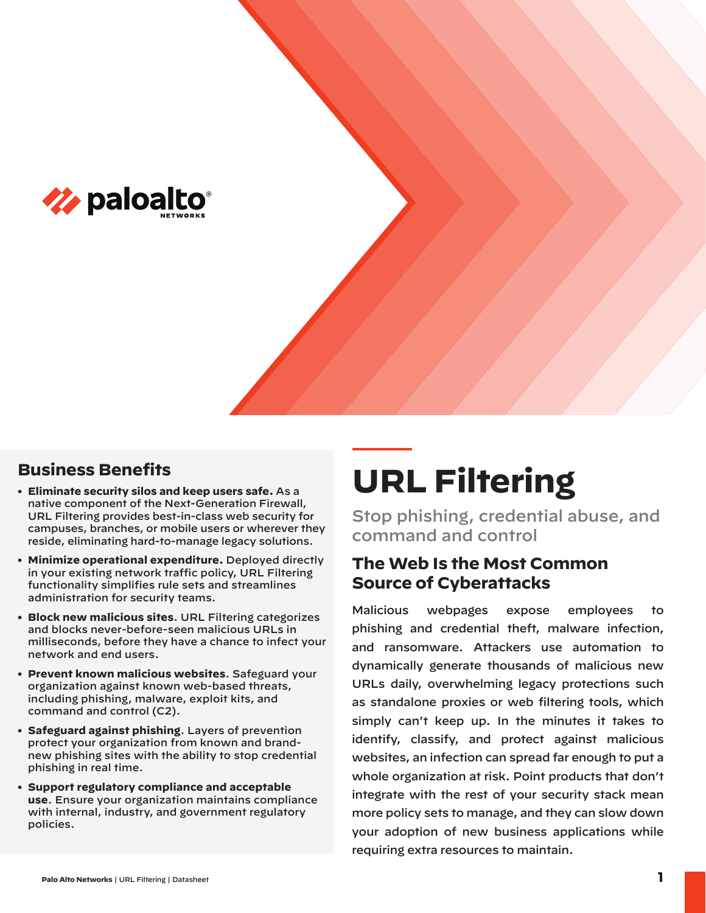# URL Filtering

Stop phishing, credential abuse, and command and control

## The Web Is the Most Common Source of Cyberattacks

Malicious webpages expose employees to phishing and credential theft, malware infection, and ransomware. Attackers use automation to dynamically generate thousands of malicious new URLs daily, overwhelming legacy protections such as standalone proxies or web filtering tools, which simply can't keep up. In the minutes it takes to identify, classify, and protect against malicious websites, an infection can spread far enough to put a whole organization at risk. Point products that don't integrate with the rest of your security stack mean more policy sets to manage, and they can slow down your adoption of new business applications while requiring extra resources to maintain.

## Business Benefits

- **Eliminate security silos and keep users safe.** As a native component of the Next-Generation Firewall, URL Filtering provides best-in-class web security for campuses, branches, or mobile users or wherever they reside, eliminating hard-to-manage legacy solutions.
- **Minimize operational expenditure.** Deployed directly in your existing network traffic policy, URL Filtering functionality simplifies rule sets and streamlines administration for security teams.
- **Block new malicious sites**. URL Filtering categorizes and blocks never-before-seen malicious URLs in milliseconds, before they have a chance to infect your network and end users.
- **Prevent known malicious websites**. Safeguard your organization against known web-based threats, including phishing, malware, exploit kits, and command and control (C2).
- **Safeguard against phishing**. Layers of prevention protect your organization from known and brand-new phishing sites with the ability to stop credential phishing in real time.
- **Support regulatory compliance and acceptable use**. Ensure your organization maintains compliance with internal, industry, and government regulatory policies.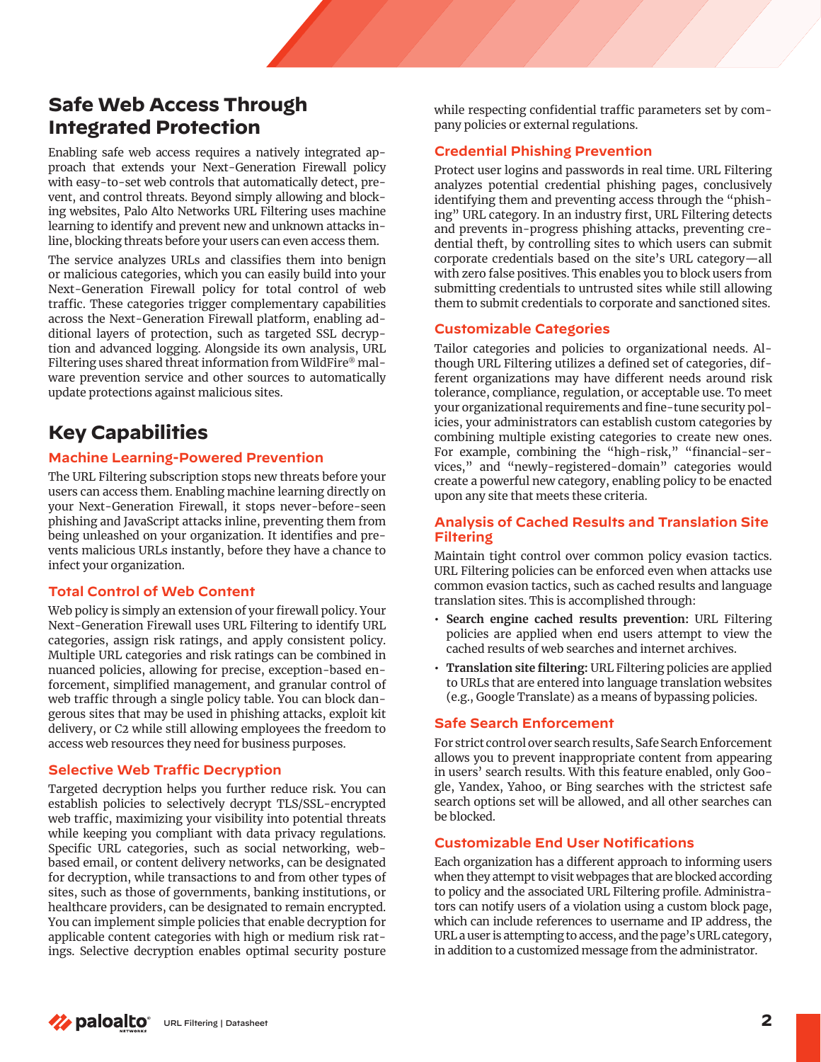## Safe Web Access Through Integrated Protection

Enabling safe web access requires a natively integrated approach that extends your Next-Generation Firewall policy with easy-to-set web controls that automatically detect, prevent, and control threats. Beyond simply allowing and blocking websites, Palo Alto Networks URL Filtering uses machine learning to identify and prevent new and unknown attacks inline, blocking threats before your users can even access them.

The service analyzes URLs and classifies them into benign or malicious categories, which you can easily build into your Next-Generation Firewall policy for total control of web traffic. These categories trigger complementary capabilities across the Next-Generation Firewall platform, enabling additional layers of protection, such as targeted SSL decryption and advanced logging. Alongside its own analysis, URL Filtering uses shared threat information from WildFire® malware prevention service and other sources to automatically update protections against malicious sites.

## Key Capabilities

### Machine Learning-Powered Prevention

The URL Filtering subscription stops new threats before your users can access them. Enabling machine learning directly on your Next-Generation Firewall, it stops never-before-seen phishing and JavaScript attacks inline, preventing them from being unleashed on your organization. It identifies and prevents malicious URLs instantly, before they have a chance to infect your organization.

### Total Control of Web Content

Web policy is simply an extension of your firewall policy. Your Next-Generation Firewall uses URL Filtering to identify URL categories, assign risk ratings, and apply consistent policy. Multiple URL categories and risk ratings can be combined in nuanced policies, allowing for precise, exception-based enforcement, simplified management, and granular control of web traffic through a single policy table. You can block dangerous sites that may be used in phishing attacks, exploit kit delivery, or C2 while still allowing employees the freedom to access web resources they need for business purposes.

### Selective Web Traffic Decryption

Targeted decryption helps you further reduce risk. You can establish policies to selectively decrypt TLS/SSL-encrypted web traffic, maximizing your visibility into potential threats while keeping you compliant with data privacy regulations. Specific URL categories, such as social networking, web-based email, or content delivery networks, can be designated for decryption, while transactions to and from other types of sites, such as those of governments, banking institutions, or healthcare providers, can be designated to remain encrypted. You can implement simple policies that enable decryption for applicable content categories with high or medium risk ratings. Selective decryption enables optimal security posture while respecting confidential traffic parameters set by company policies or external regulations.

### Credential Phishing Prevention

Protect user logins and passwords in real time. URL Filtering analyzes potential credential phishing pages, conclusively identifying them and preventing access through the "phishing" URL category. In an industry first, URL Filtering detects and prevents in-progress phishing attacks, preventing credential theft, by controlling sites to which users can submit corporate credentials based on the site's URL category—all with zero false positives. This enables you to block users from submitting credentials to untrusted sites while still allowing them to submit credentials to corporate and sanctioned sites.

### Customizable Categories

Tailor categories and policies to organizational needs. Although URL Filtering utilizes a defined set of categories, different organizations may have different needs around risk tolerance, compliance, regulation, or acceptable use. To meet your organizational requirements and fine-tune security policies, your administrators can establish custom categories by combining multiple existing categories to create new ones. For example, combining the "high-risk," "financial-services," and "newly-registered-domain" categories would create a powerful new category, enabling policy to be enacted upon any site that meets these criteria.

### Analysis of Cached Results and Translation Site Filtering

Maintain tight control over common policy evasion tactics. URL Filtering policies can be enforced even when attacks use common evasion tactics, such as cached results and language translation sites. This is accomplished through:

- **Search engine cached results prevention:** URL Filtering policies are applied when end users attempt to view the cached results of web searches and internet archives.
- **Translation site filtering:** URL Filtering policies are applied to URLs that are entered into language translation websites (e.g., Google Translate) as a means of bypassing policies.

### Safe Search Enforcement

For strict control over search results, Safe Search Enforcement allows you to prevent inappropriate content from appearing in users' search results. With this feature enabled, only Google, Yandex, Yahoo, or Bing searches with the strictest safe search options set will be allowed, and all other searches can be blocked.

### Customizable End User Notifications

Each organization has a different approach to informing users when they attempt to visit webpages that are blocked according to policy and the associated URL Filtering profile. Administrators can notify users of a violation using a custom block page, which can include references to username and IP address, the URL a user is attempting to access, and the page's URL category, in addition to a customized message from the administrator.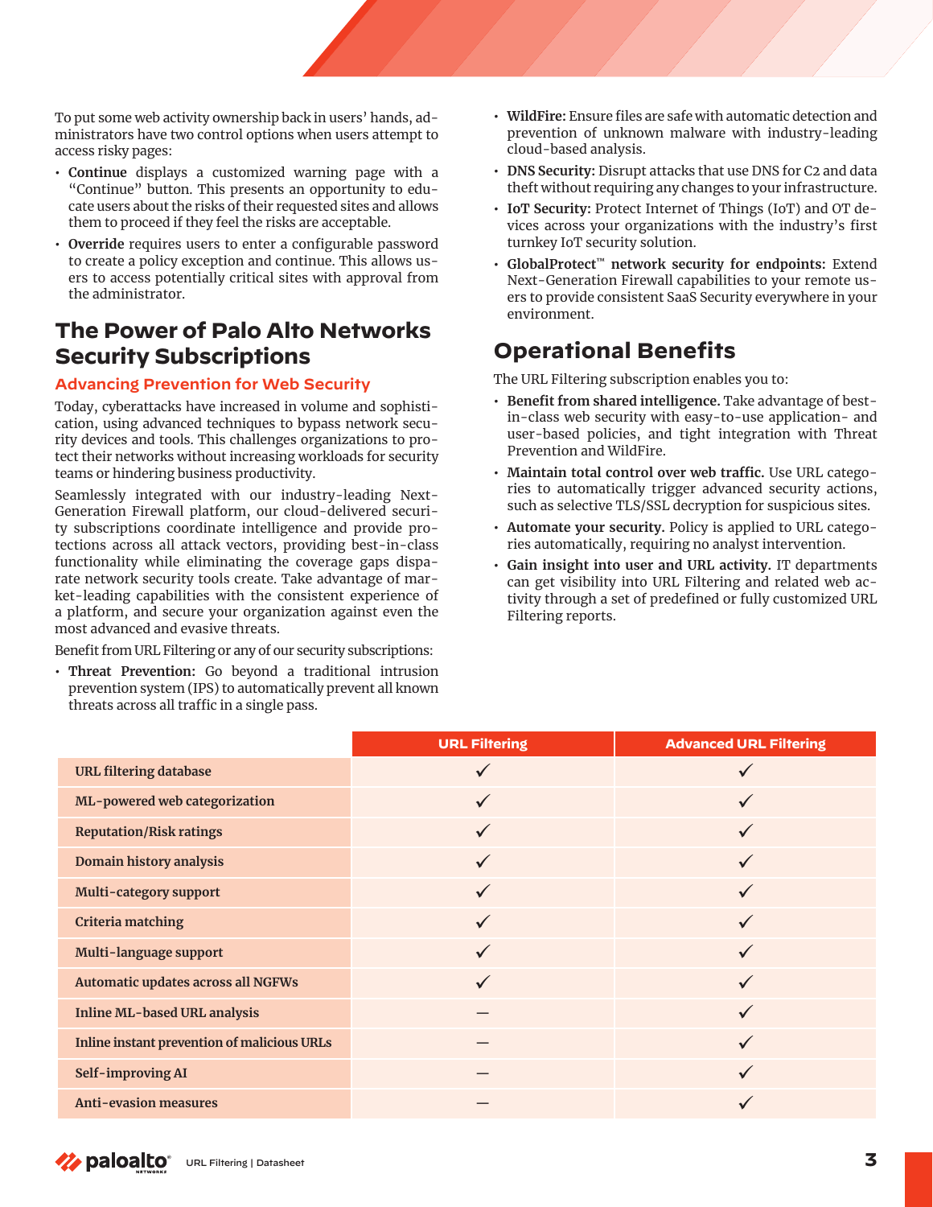To put some web activity ownership back in users' hands, administrators have two control options when users attempt to access risky pages:

- **Continue** displays a customized warning page with a "Continue" button. This presents an opportunity to educate users about the risks of their requested sites and allows them to proceed if they feel the risks are acceptable.
- **Override** requires users to enter a configurable password to create a policy exception and continue. This allows users to access potentially critical sites with approval from the administrator.

## The Power of Palo Alto Networks Security Subscriptions

### Advancing Prevention for Web Security

Today, cyberattacks have increased in volume and sophistication, using advanced techniques to bypass network security devices and tools. This challenges organizations to protect their networks without increasing workloads for security teams or hindering business productivity.

Seamlessly integrated with our industry-leading Next-Generation Firewall platform, our cloud-delivered security subscriptions coordinate intelligence and provide protections across all attack vectors, providing best-in-class functionality while eliminating the coverage gaps disparate network security tools create. Take advantage of market-leading capabilities with the consistent experience of a platform, and secure your organization against even the most advanced and evasive threats.

Benefit from URL Filtering or any of our security subscriptions:

- **Threat Prevention:** Go beyond a traditional intrusion prevention system (IPS) to automatically prevent all known threats across all traffic in a single pass.
- **WildFire:** Ensure files are safe with automatic detection and prevention of unknown malware with industry-leading cloud-based analysis.
- **DNS Security:** Disrupt attacks that use DNS for C2 and data theft without requiring any changes to your infrastructure.
- **IoT Security:** Protect Internet of Things (IoT) and OT devices across your organizations with the industry's first turnkey IoT security solution.
- **GlobalProtect™ network security for endpoints:** Extend Next-Generation Firewall capabilities to your remote users to provide consistent SaaS Security everywhere in your environment.

## Operational Benefits

The URL Filtering subscription enables you to:

- **Benefit from shared intelligence.** Take advantage of best-in-class web security with easy-to-use application- and user-based policies, and tight integration with Threat Prevention and WildFire.
- **Maintain total control over web traffic.** Use URL categories to automatically trigger advanced security actions, such as selective TLS/SSL decryption for suspicious sites.
- **Automate your security.** Policy is applied to URL categories automatically, requiring no analyst intervention.
- **Gain insight into user and URL activity.** IT departments can get visibility into URL Filtering and related web activity through a set of predefined or fully customized URL Filtering reports.

| | URL Filtering | Advanced URL Filtering |
|---|---|---|
| URL filtering database | ✓ | ✓ |
| ML-powered web categorization | ✓ | ✓ |
| Reputation/Risk ratings | ✓ | ✓ |
| Domain history analysis | ✓ | ✓ |
| Multi-category support | ✓ | ✓ |
| Criteria matching | ✓ | ✓ |
| Multi-language support | ✓ | ✓ |
| Automatic updates across all NGFWs | ✓ | ✓ |
| Inline ML-based URL analysis | — | ✓ |
| Inline instant prevention of malicious URLs | — | ✓ |
| Self-improving AI | — | ✓ |
| Anti-evasion measures | — | ✓ |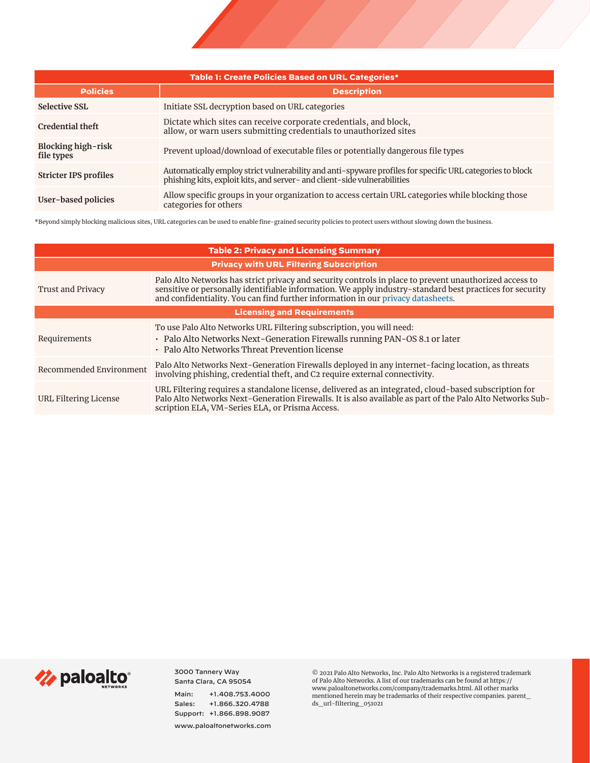**Table 1: Create Policies Based on URL Categories***

| Policies | Description |
|---|---|
| **Selective SSL** | Initiate SSL decryption based on URL categories |
| **Credential theft** | Dictate which sites can receive corporate credentials, and block, allow, or warn users submitting credentials to unauthorized sites |
| **Blocking high-risk file types** | Prevent upload/download of executable files or potentially dangerous file types |
| **Stricter IPS profiles** | Automatically employ strict vulnerability and anti-spyware profiles for specific URL categories to block phishing kits, exploit kits, and server- and client-side vulnerabilities |
| **User-based policies** | Allow specific groups in your organization to access certain URL categories while blocking those categories for others |

*Beyond simply blocking malicious sites, URL categories can be used to enable fine-grained security policies to protect users without slowing down the business.

**Table 2: Privacy and Licensing Summary**

| Privacy with URL Filtering Subscription | |
|---|---|
| Trust and Privacy | Palo Alto Networks has strict privacy and security controls in place to prevent unauthorized access to sensitive or personally identifiable information. We apply industry-standard best practices for security and confidentiality. You can find further information in our privacy datasheets. |
| **Licensing and Requirements** | |
| Requirements | To use Palo Alto Networks URL Filtering subscription, you will need:<br>• Palo Alto Networks Next-Generation Firewalls running PAN-OS 8.1 or later<br>• Palo Alto Networks Threat Prevention license |
| Recommended Environment | Palo Alto Networks Next-Generation Firewalls deployed in any internet-facing location, as threats involving phishing, credential theft, and C2 require external connectivity. |
| URL Filtering License | URL Filtering requires a standalone license, delivered as an integrated, cloud-based subscription for Palo Alto Networks Next-Generation Firewalls. It is also available as part of the Palo Alto Networks Subscription ELA, VM-Series ELA, or Prisma Access. |

3000 Tannery Way
Santa Clara, CA 95054

Main: +1.408.753.4000
Sales: +1.866.320.4788
Support: +1.866.898.9087

www.paloaltonetworks.com

© 2021 Palo Alto Networks, Inc. Palo Alto Networks is a registered trademark of Palo Alto Networks. A list of our trademarks can be found at https://www.paloaltonetworks.com/company/trademarks.html. All other marks mentioned herein may be trademarks of their respective companies. parent_ds_url-filtering_051021